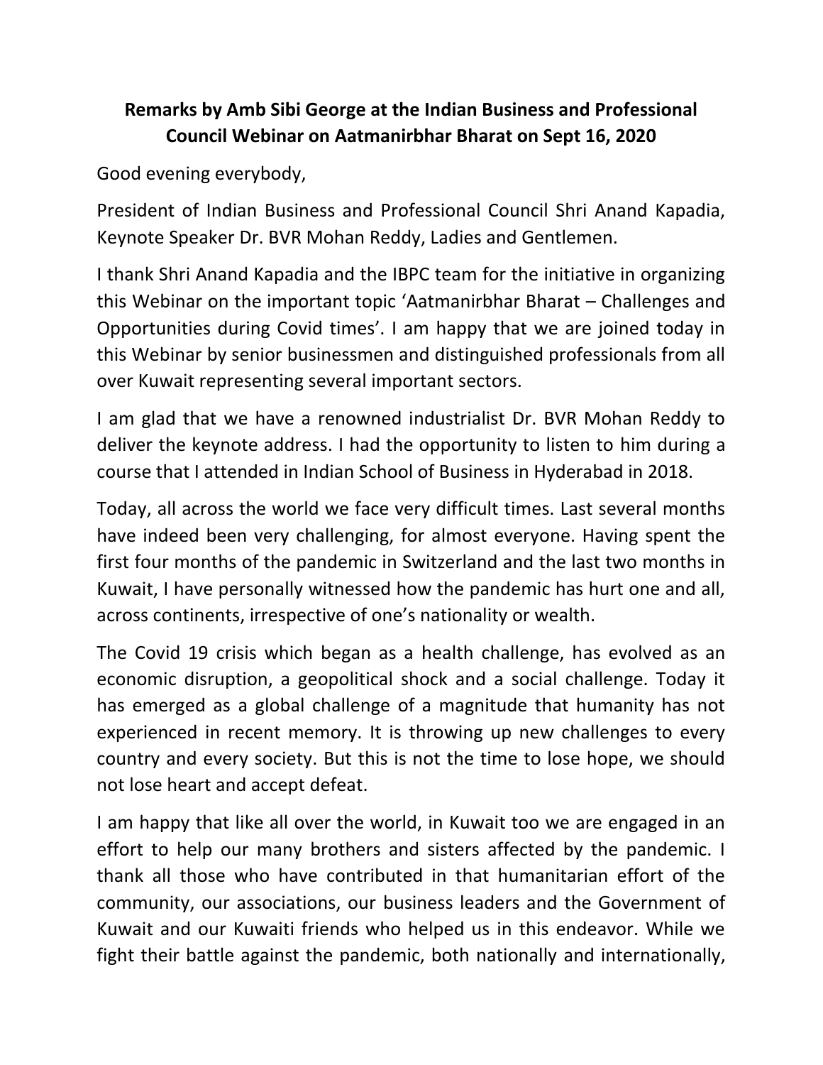# Remarks by Amb Sibi George at the Indian Business and Professional Council Webinar on Aatmanirbhar Bharat on Sept 16, 2020

Good evening everybody,

President of Indian Business and Professional Council Shri Anand Kapadia, Keynote Speaker Dr. BVR Mohan Reddy, Ladies and Gentlemen.

I thank Shri Anand Kapadia and the IBPC team for the initiative in organizing this Webinar on the important topic 'Aatmanirbhar Bharat – Challenges and Opportunities during Covid times'. I am happy that we are joined today in this Webinar by senior businessmen and distinguished professionals from all over Kuwait representing several important sectors.

I am glad that we have a renowned industrialist Dr. BVR Mohan Reddy to deliver the keynote address. I had the opportunity to listen to him during a course that I attended in Indian School of Business in Hyderabad in 2018.

Today, all across the world we face very difficult times. Last several months have indeed been very challenging, for almost everyone. Having spent the first four months of the pandemic in Switzerland and the last two months in Kuwait, I have personally witnessed how the pandemic has hurt one and all, across continents, irrespective of one's nationality or wealth.

The Covid 19 crisis which began as a health challenge, has evolved as an economic disruption, a geopolitical shock and a social challenge. Today it has emerged as a global challenge of a magnitude that humanity has not experienced in recent memory. It is throwing up new challenges to every country and every society. But this is not the time to lose hope, we should not lose heart and accept defeat.

I am happy that like all over the world, in Kuwait too we are engaged in an effort to help our many brothers and sisters affected by the pandemic. I thank all those who have contributed in that humanitarian effort of the community, our associations, our business leaders and the Government of Kuwait and our Kuwaiti friends who helped us in this endeavor. While we fight their battle against the pandemic, both nationally and internationally,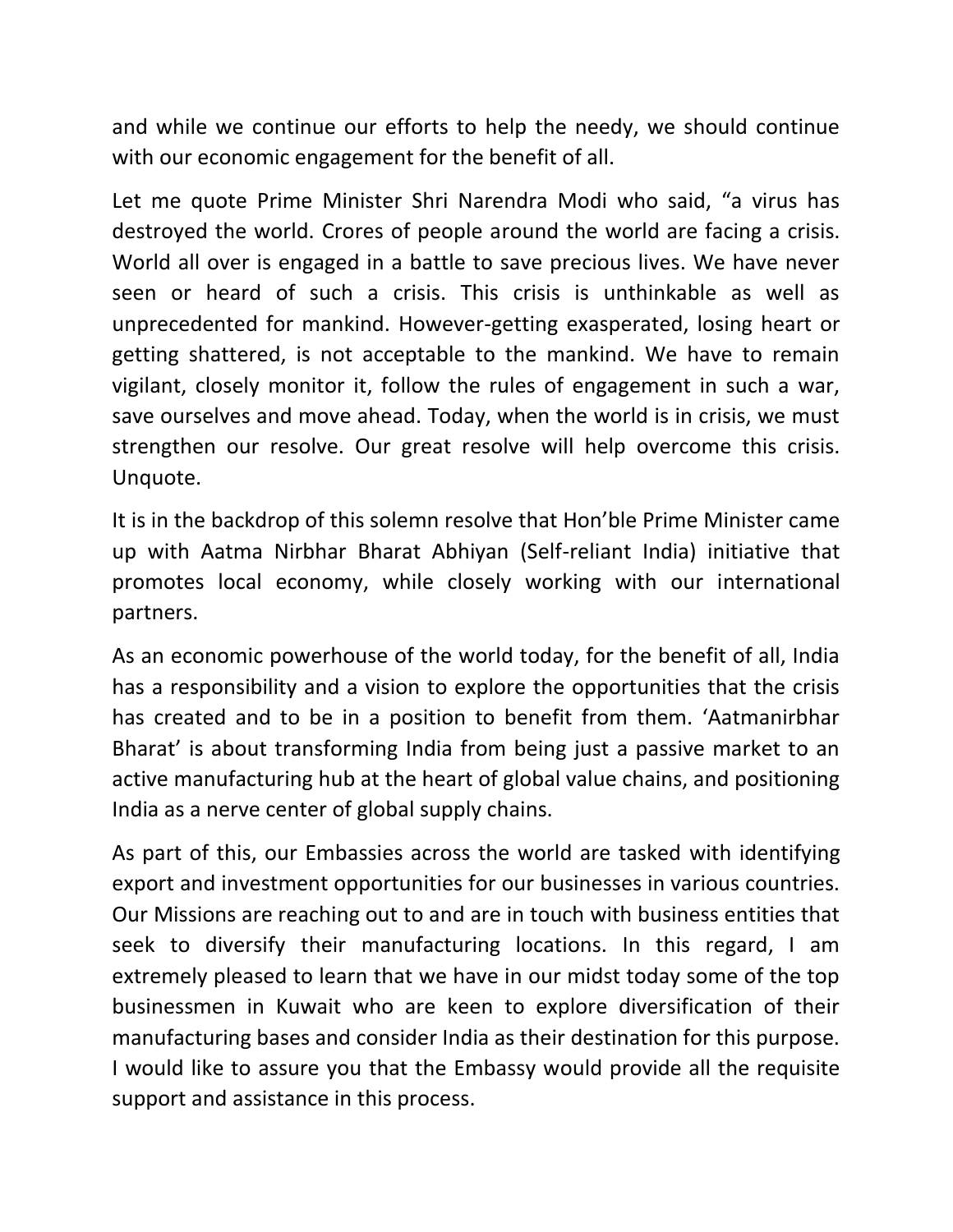and while we continue our efforts to help the needy, we should continue with our economic engagement for the benefit of all.

Let me quote Prime Minister Shri Narendra Modi who said, "a virus has destroyed the world. Crores of people around the world are facing a crisis. World all over is engaged in a battle to save precious lives. We have never seen or heard of such a crisis. This crisis is unthinkable as well as unprecedented for mankind. However-getting exasperated, losing heart or getting shattered, is not acceptable to the mankind. We have to remain vigilant, closely monitor it, follow the rules of engagement in such a war, save ourselves and move ahead. Today, when the world is in crisis, we must strengthen our resolve. Our great resolve will help overcome this crisis. Unquote.

It is in the backdrop of this solemn resolve that Hon'ble Prime Minister came up with Aatma Nirbhar Bharat Abhiyan (Self-reliant India) initiative that promotes local economy, while closely working with our international partners.

As an economic powerhouse of the world today, for the benefit of all, India has a responsibility and a vision to explore the opportunities that the crisis has created and to be in a position to benefit from them. 'Aatmanirbhar Bharat' is about transforming India from being just a passive market to an active manufacturing hub at the heart of global value chains, and positioning India as a nerve center of global supply chains.

As part of this, our Embassies across the world are tasked with identifying export and investment opportunities for our businesses in various countries. Our Missions are reaching out to and are in touch with business entities that seek to diversify their manufacturing locations. In this regard, I am extremely pleased to learn that we have in our midst today some of the top businessmen in Kuwait who are keen to explore diversification of their manufacturing bases and consider India as their destination for this purpose. I would like to assure you that the Embassy would provide all the requisite support and assistance in this process.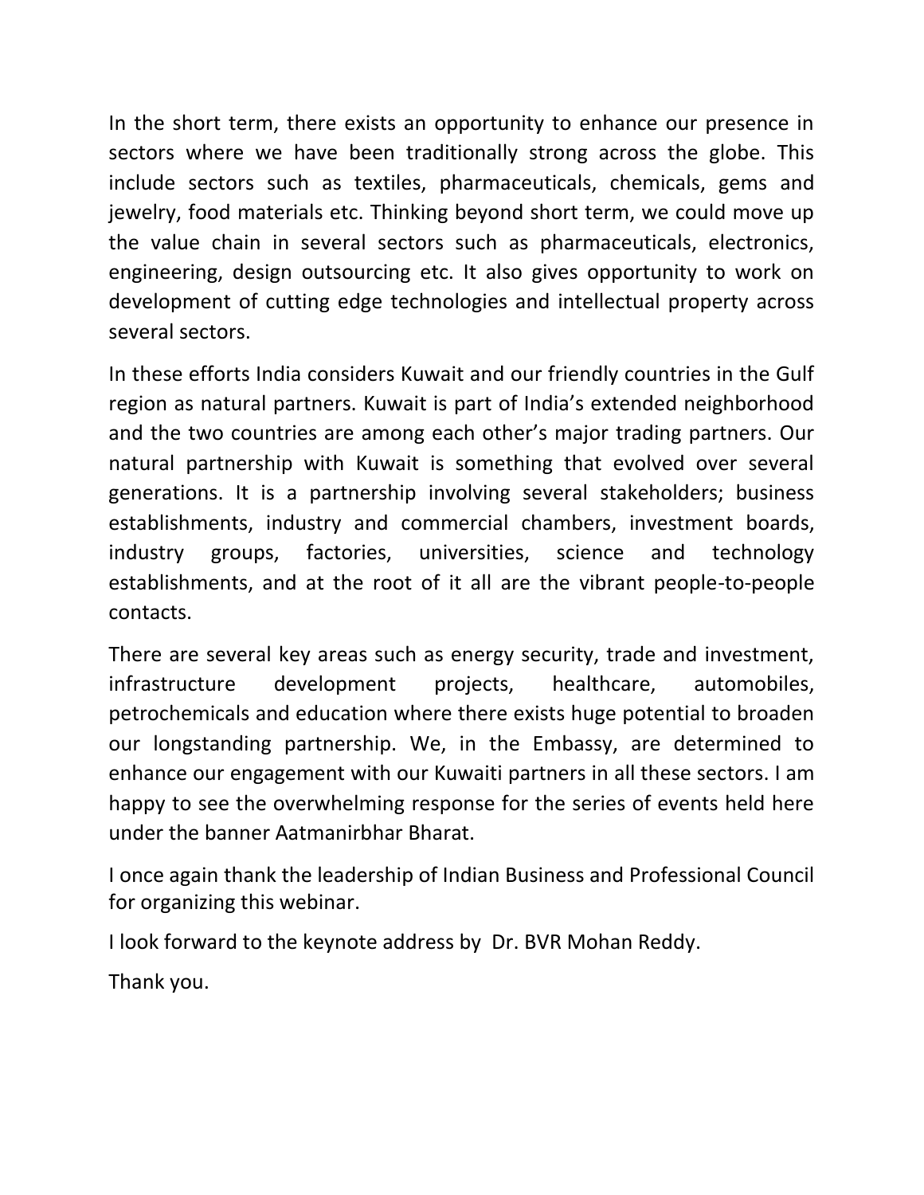In the short term, there exists an opportunity to enhance our presence in sectors where we have been traditionally strong across the globe. This include sectors such as textiles, pharmaceuticals, chemicals, gems and jewelry, food materials etc. Thinking beyond short term, we could move up the value chain in several sectors such as pharmaceuticals, electronics, engineering, design outsourcing etc. It also gives opportunity to work on development of cutting edge technologies and intellectual property across several sectors.

In these efforts India considers Kuwait and our friendly countries in the Gulf region as natural partners. Kuwait is part of India's extended neighborhood and the two countries are among each other's major trading partners. Our natural partnership with Kuwait is something that evolved over several generations. It is a partnership involving several stakeholders; business establishments, industry and commercial chambers, investment boards, industry groups, factories, universities, science and technology establishments, and at the root of it all are the vibrant people-to-people contacts.

There are several key areas such as energy security, trade and investment, infrastructure development projects, healthcare, automobiles, petrochemicals and education where there exists huge potential to broaden our longstanding partnership. We, in the Embassy, are determined to enhance our engagement with our Kuwaiti partners in all these sectors. I am happy to see the overwhelming response for the series of events held here under the banner Aatmanirbhar Bharat.

I once again thank the leadership of Indian Business and Professional Council for organizing this webinar.

I look forward to the keynote address by Dr. BVR Mohan Reddy.

Thank you.